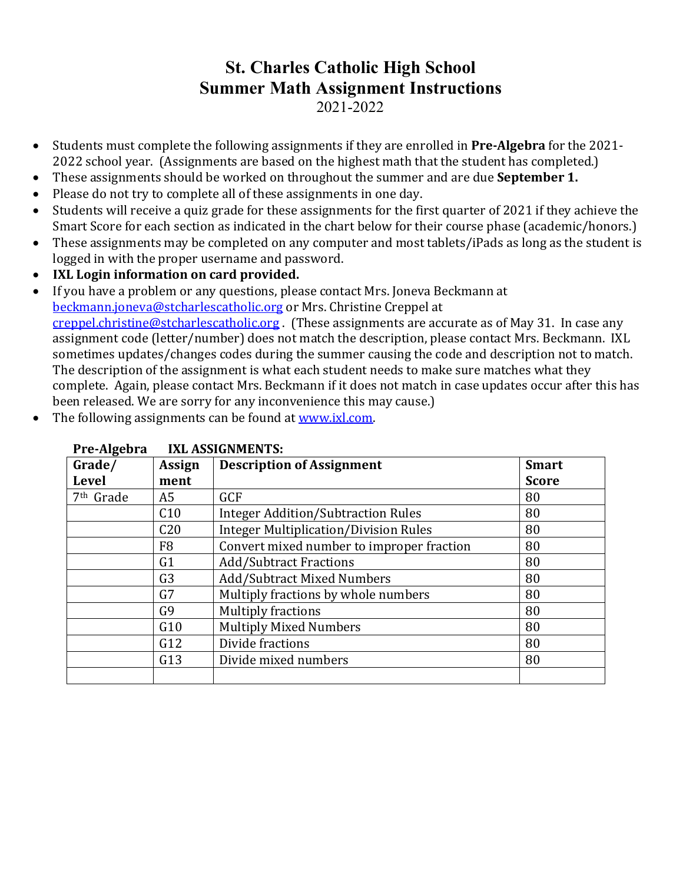# St. Charles Catholic High School
## Summer Math Assignment Instructions
2021-2022

- Students must complete the following assignments if they are enrolled in **Pre-Algebra** for the 2021-2022 school year. (Assignments are based on the highest math that the student has completed.)
- These assignments should be worked on throughout the summer and are due **September 1.**
- Please do not try to complete all of these assignments in one day.
- Students will receive a quiz grade for these assignments for the first quarter of 2021 if they achieve the Smart Score for each section as indicated in the chart below for their course phase (academic/honors.)
- These assignments may be completed on any computer and most tablets/iPads as long as the student is logged in with the proper username and password.
- **IXL Login information on card provided.**
- If you have a problem or any questions, please contact Mrs. Joneva Beckmann at beckmann.joneva@stcharlescatholic.org or Mrs. Christine Creppel at creppel.christine@stcharlescatholic.org . (These assignments are accurate as of May 31. In case any assignment code (letter/number) does not match the description, please contact Mrs. Beckmann. IXL sometimes updates/changes codes during the summer causing the code and description not to match. The description of the assignment is what each student needs to make sure matches what they complete. Again, please contact Mrs. Beckmann if it does not match in case updates occur after this has been released. We are sorry for any inconvenience this may cause.)
- The following assignments can be found at www.ixl.com.

**Pre-Algebra IXL ASSIGNMENTS:**

| Grade/ Level | Assignment | Description of Assignment | Smart Score |
|---|---|---|---|
| 7th Grade | A5 | GCF | 80 |
| | C10 | Integer Addition/Subtraction Rules | 80 |
| | C20 | Integer Multiplication/Division Rules | 80 |
| | F8 | Convert mixed number to improper fraction | 80 |
| | G1 | Add/Subtract Fractions | 80 |
| | G3 | Add/Subtract Mixed Numbers | 80 |
| | G7 | Multiply fractions by whole numbers | 80 |
| | G9 | Multiply fractions | 80 |
| | G10 | Multiply Mixed Numbers | 80 |
| | G12 | Divide fractions | 80 |
| | G13 | Divide mixed numbers | 80 |
| | | | |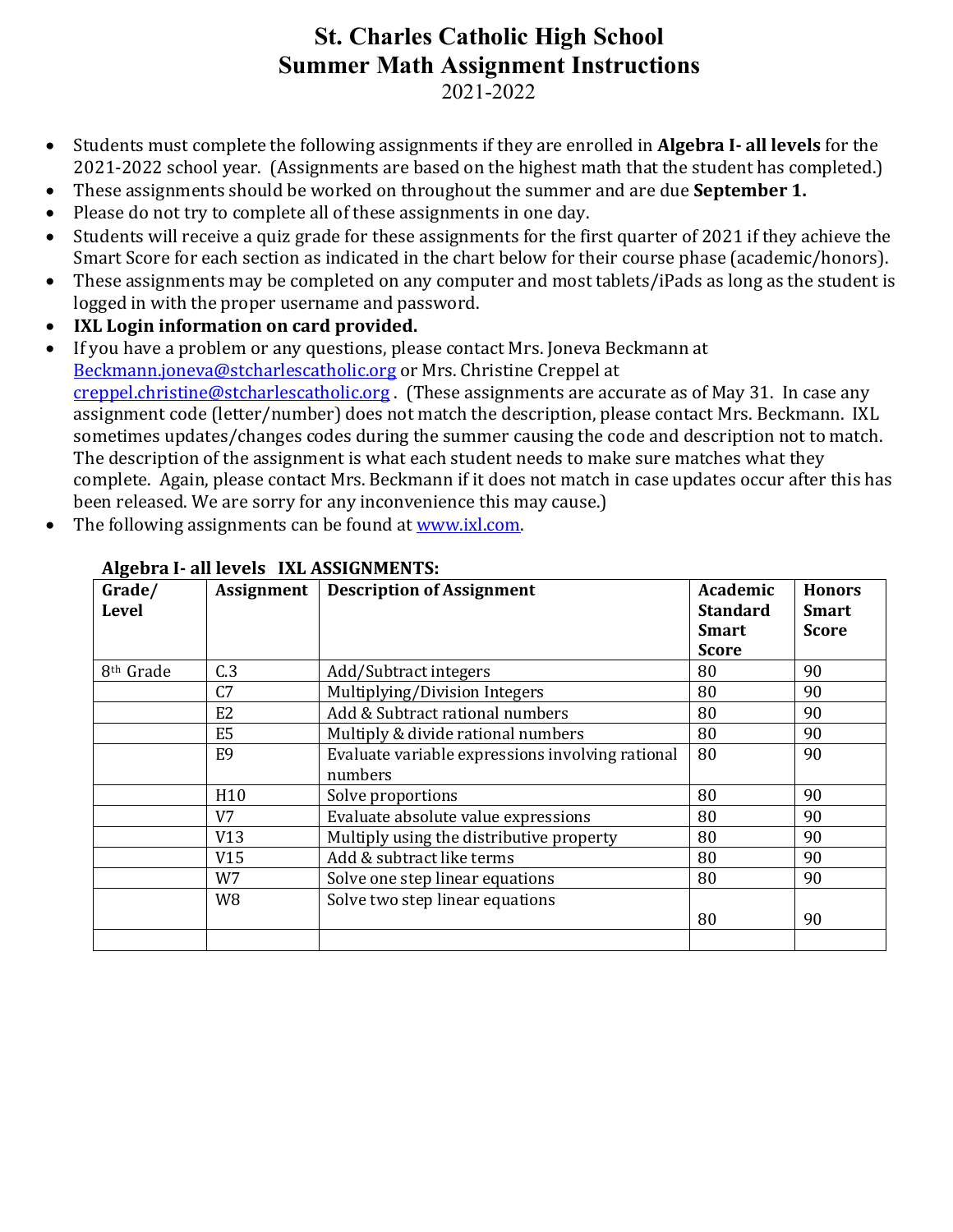# St. Charles Catholic High School
# Summer Math Assignment Instructions
## 2021-2022

- Students must complete the following assignments if they are enrolled in **Algebra I- all levels** for the 2021-2022 school year. (Assignments are based on the highest math that the student has completed.)
- These assignments should be worked on throughout the summer and are due **September 1.**
- Please do not try to complete all of these assignments in one day.
- Students will receive a quiz grade for these assignments for the first quarter of 2021 if they achieve the Smart Score for each section as indicated in the chart below for their course phase (academic/honors).
- These assignments may be completed on any computer and most tablets/iPads as long as the student is logged in with the proper username and password.
- **IXL Login information on card provided.**
- If you have a problem or any questions, please contact Mrs. Joneva Beckmann at Beckmann.joneva@stcharlescatholic.org or Mrs. Christine Creppel at creppel.christine@stcharlescatholic.org . (These assignments are accurate as of May 31. In case any assignment code (letter/number) does not match the description, please contact Mrs. Beckmann. IXL sometimes updates/changes codes during the summer causing the code and description not to match. The description of the assignment is what each student needs to make sure matches what they complete. Again, please contact Mrs. Beckmann if it does not match in case updates occur after this has been released. We are sorry for any inconvenience this may cause.)
- The following assignments can be found at www.ixl.com.

**Algebra I- all levels IXL ASSIGNMENTS:**

| Grade/ Level | Assignment | Description of Assignment | Academic Standard Smart Score | Honors Smart Score |
|---|---|---|---|---|
| 8th Grade | C.3 | Add/Subtract integers | 80 | 90 |
| | C7 | Multiplying/Division Integers | 80 | 90 |
| | E2 | Add & Subtract rational numbers | 80 | 90 |
| | E5 | Multiply & divide rational numbers | 80 | 90 |
| | E9 | Evaluate variable expressions involving rational numbers | 80 | 90 |
| | H10 | Solve proportions | 80 | 90 |
| | V7 | Evaluate absolute value expressions | 80 | 90 |
| | V13 | Multiply using the distributive property | 80 | 90 |
| | V15 | Add & subtract like terms | 80 | 90 |
| | W7 | Solve one step linear equations | 80 | 90 |
| | W8 | Solve two step linear equations | 80 | 90 |
| | | | | |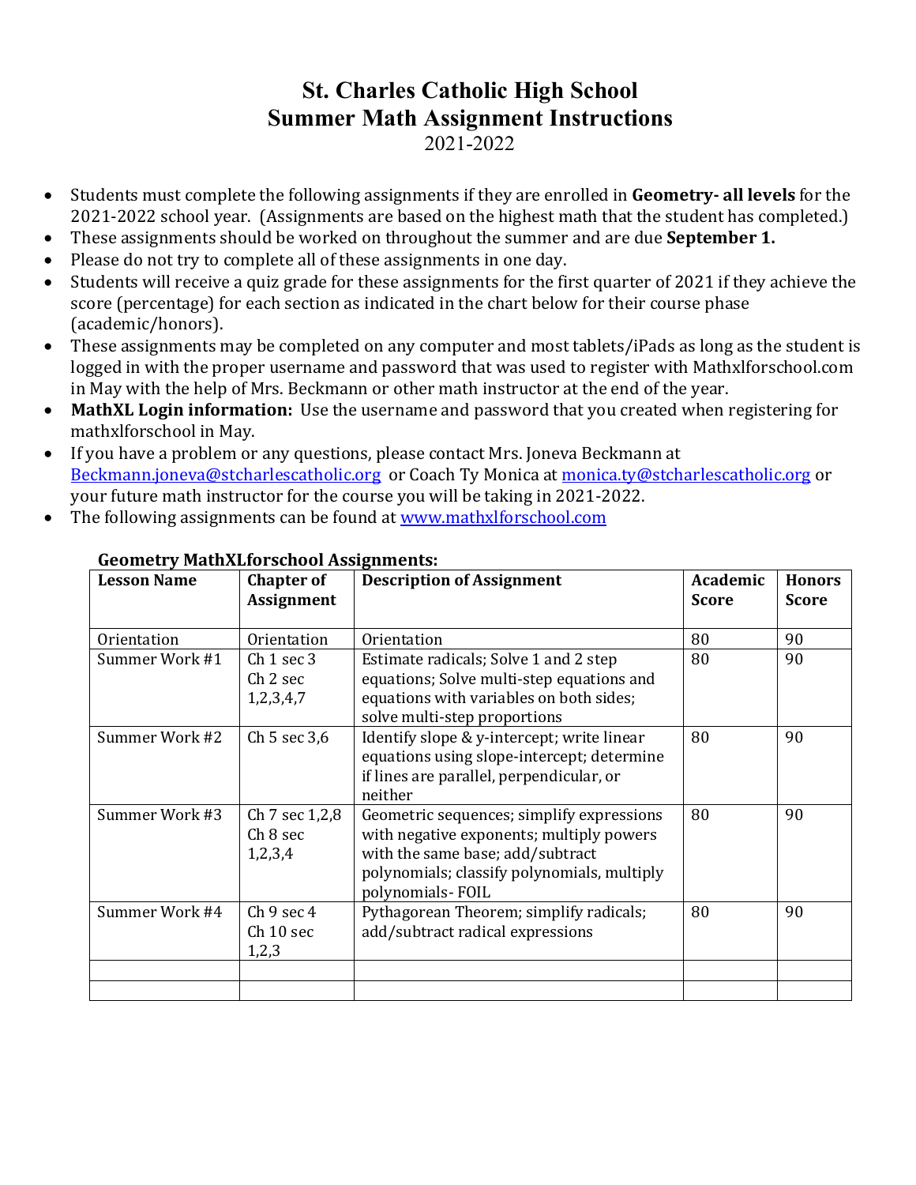# St. Charles Catholic High School
# Summer Math Assignment Instructions
## 2021-2022

- Students must complete the following assignments if they are enrolled in **Geometry- all levels** for the 2021-2022 school year. (Assignments are based on the highest math that the student has completed.)
- These assignments should be worked on throughout the summer and are due **September 1.**
- Please do not try to complete all of these assignments in one day.
- Students will receive a quiz grade for these assignments for the first quarter of 2021 if they achieve the score (percentage) for each section as indicated in the chart below for their course phase (academic/honors).
- These assignments may be completed on any computer and most tablets/iPads as long as the student is logged in with the proper username and password that was used to register with Mathxlforschool.com in May with the help of Mrs. Beckmann or other math instructor at the end of the year.
- **MathXL Login information:** Use the username and password that you created when registering for mathxlforschool in May.
- If you have a problem or any questions, please contact Mrs. Joneva Beckmann at Beckmann.joneva@stcharlescatholic.org or Coach Ty Monica at monica.ty@stcharlescatholic.org or your future math instructor for the course you will be taking in 2021-2022.
- The following assignments can be found at www.mathxlforschool.com

**Geometry MathXLforschool Assignments:**

| Lesson Name | Chapter of Assignment | Description of Assignment | Academic Score | Honors Score |
|---|---|---|---|---|
| Orientation | Orientation | Orientation | 80 | 90 |
| Summer Work #1 | Ch 1 sec 3<br>Ch 2 sec 1,2,3,4,7 | Estimate radicals; Solve 1 and 2 step equations; Solve multi-step equations and equations with variables on both sides; solve multi-step proportions | 80 | 90 |
| Summer Work #2 | Ch 5 sec 3,6 | Identify slope & y-intercept; write linear equations using slope-intercept; determine if lines are parallel, perpendicular, or neither | 80 | 90 |
| Summer Work #3 | Ch 7 sec 1,2,8<br>Ch 8 sec 1,2,3,4 | Geometric sequences; simplify expressions with negative exponents; multiply powers with the same base; add/subtract polynomials; classify polynomials, multiply polynomials- FOIL | 80 | 90 |
| Summer Work #4 | Ch 9 sec 4<br>Ch 10 sec 1,2,3 | Pythagorean Theorem; simplify radicals; add/subtract radical expressions | 80 | 90 |
| | | | | |
| | | | | |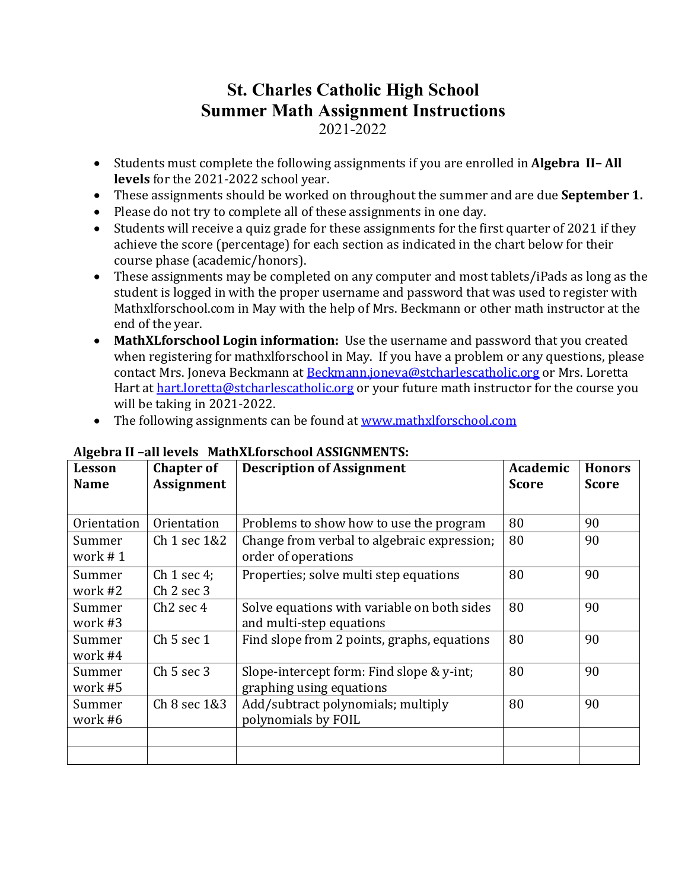# St. Charles Catholic High School
# Summer Math Assignment Instructions
2021-2022

- Students must complete the following assignments if you are enrolled in **Algebra II– All levels** for the 2021-2022 school year.
- These assignments should be worked on throughout the summer and are due **September 1.**
- Please do not try to complete all of these assignments in one day.
- Students will receive a quiz grade for these assignments for the first quarter of 2021 if they achieve the score (percentage) for each section as indicated in the chart below for their course phase (academic/honors).
- These assignments may be completed on any computer and most tablets/iPads as long as the student is logged in with the proper username and password that was used to register with Mathxlforschool.com in May with the help of Mrs. Beckmann or other math instructor at the end of the year.
- **MathXLforschool Login information:** Use the username and password that you created when registering for mathxlforschool in May. If you have a problem or any questions, please contact Mrs. Joneva Beckmann at Beckmann.joneva@stcharlescatholic.org or Mrs. Loretta Hart at hart.loretta@stcharlescatholic.org or your future math instructor for the course you will be taking in 2021-2022.
- The following assignments can be found at www.mathxlforschool.com

**Algebra II –all levels MathXLforschool ASSIGNMENTS:**

| Lesson Name | Chapter of Assignment | Description of Assignment | Academic Score | Honors Score |
|---|---|---|---|---|
| Orientation | Orientation | Problems to show how to use the program | 80 | 90 |
| Summer work # 1 | Ch 1 sec 1&2 | Change from verbal to algebraic expression; order of operations | 80 | 90 |
| Summer work #2 | Ch 1 sec 4; Ch 2 sec 3 | Properties; solve multi step equations | 80 | 90 |
| Summer work #3 | Ch2 sec 4 | Solve equations with variable on both sides and multi-step equations | 80 | 90 |
| Summer work #4 | Ch 5 sec 1 | Find slope from 2 points, graphs, equations | 80 | 90 |
| Summer work #5 | Ch 5 sec 3 | Slope-intercept form: Find slope & y-int; graphing using equations | 80 | 90 |
| Summer work #6 | Ch 8 sec 1&3 | Add/subtract polynomials; multiply polynomials by FOIL | 80 | 90 |
| | | | | |
| | | | | |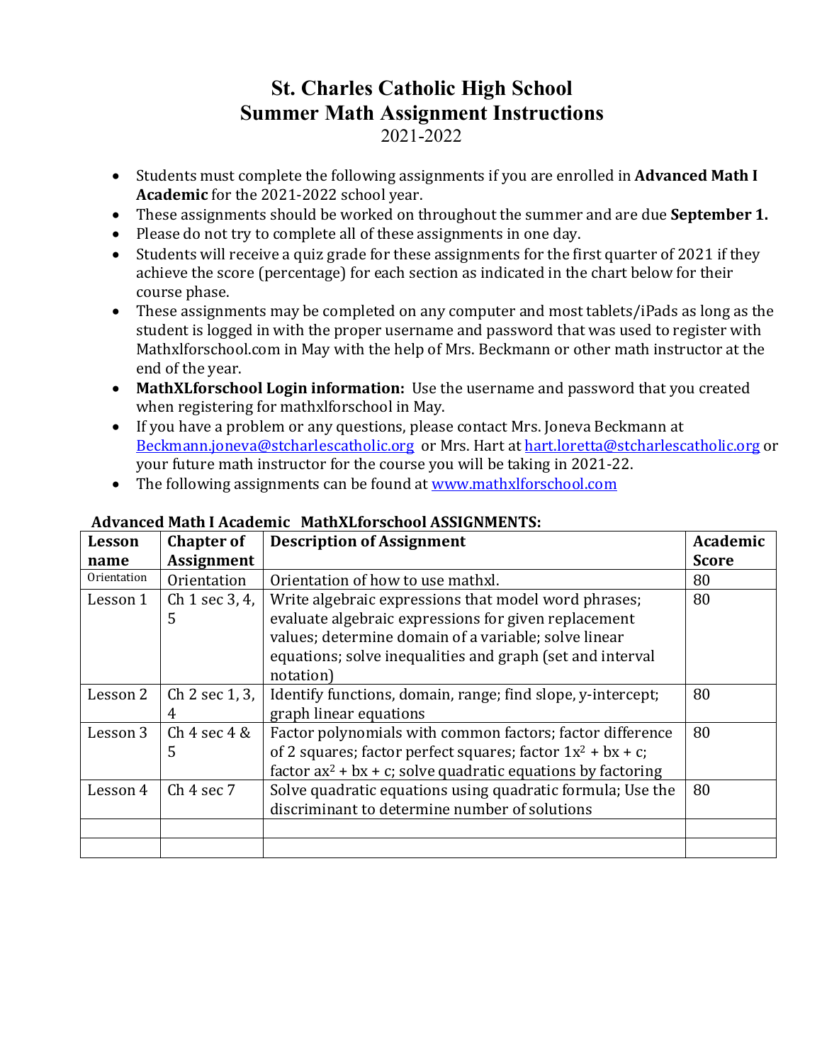# St. Charles Catholic High School
# Summer Math Assignment Instructions

2021-2022

- Students must complete the following assignments if you are enrolled in **Advanced Math I Academic** for the 2021-2022 school year.
- These assignments should be worked on throughout the summer and are due **September 1.**
- Please do not try to complete all of these assignments in one day.
- Students will receive a quiz grade for these assignments for the first quarter of 2021 if they achieve the score (percentage) for each section as indicated in the chart below for their course phase.
- These assignments may be completed on any computer and most tablets/iPads as long as the student is logged in with the proper username and password that was used to register with Mathxlforschool.com in May with the help of Mrs. Beckmann or other math instructor at the end of the year.
- **MathXLforschool Login information:** Use the username and password that you created when registering for mathxlforschool in May.
- If you have a problem or any questions, please contact Mrs. Joneva Beckmann at Beckmann.joneva@stcharlescatholic.org or Mrs. Hart at hart.loretta@stcharlescatholic.org or your future math instructor for the course you will be taking in 2021-22.
- The following assignments can be found at www.mathxlforschool.com

**Advanced Math I Academic MathXLforschool ASSIGNMENTS:**

| Lesson name | Chapter of Assignment | Description of Assignment | Academic Score |
|---|---|---|---|
| Orientation | Orientation | Orientation of how to use mathxl. | 80 |
| Lesson 1 | Ch 1 sec 3, 4, 5 | Write algebraic expressions that model word phrases; evaluate algebraic expressions for given replacement values; determine domain of a variable; solve linear equations; solve inequalities and graph (set and interval notation) | 80 |
| Lesson 2 | Ch 2 sec 1, 3, 4 | Identify functions, domain, range; find slope, y-intercept; graph linear equations | 80 |
| Lesson 3 | Ch 4 sec 4 & 5 | Factor polynomials with common factors; factor difference of 2 squares; factor perfect squares; factor $1x^2 + bx + c$; factor $ax^2 + bx + c$; solve quadratic equations by factoring | 80 |
| Lesson 4 | Ch 4 sec 7 | Solve quadratic equations using quadratic formula; Use the discriminant to determine number of solutions | 80 |
| | | | |
| | | | |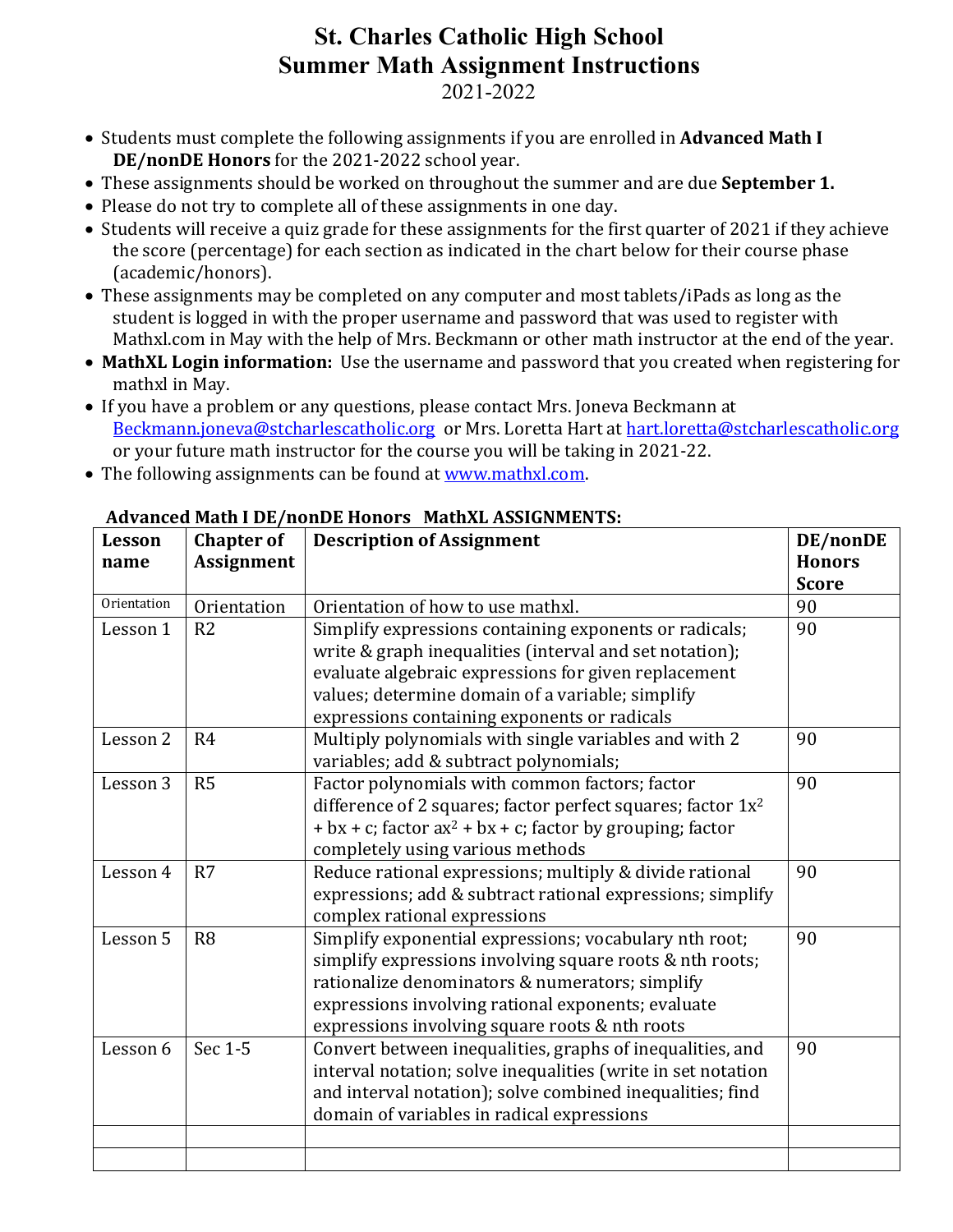# St. Charles Catholic High School
# Summer Math Assignment Instructions
2021-2022

- Students must complete the following assignments if you are enrolled in **Advanced Math I DE/nonDE Honors** for the 2021-2022 school year.
- These assignments should be worked on throughout the summer and are due **September 1.**
- Please do not try to complete all of these assignments in one day.
- Students will receive a quiz grade for these assignments for the first quarter of 2021 if they achieve the score (percentage) for each section as indicated in the chart below for their course phase (academic/honors).
- These assignments may be completed on any computer and most tablets/iPads as long as the student is logged in with the proper username and password that was used to register with Mathxl.com in May with the help of Mrs. Beckmann or other math instructor at the end of the year.
- **MathXL Login information:** Use the username and password that you created when registering for mathxl in May.
- If you have a problem or any questions, please contact Mrs. Joneva Beckmann at Beckmann.joneva@stcharlescatholic.org or Mrs. Loretta Hart at hart.loretta@stcharlescatholic.org or your future math instructor for the course you will be taking in 2021-22.
- The following assignments can be found at www.mathxl.com.

**Advanced Math I DE/nonDE Honors MathXL ASSIGNMENTS:**

| Lesson name | Chapter of Assignment | Description of Assignment | DE/nonDE Honors Score |
|---|---|---|---|
| Orientation | Orientation | Orientation of how to use mathxl. | 90 |
| Lesson 1 | R2 | Simplify expressions containing exponents or radicals; write & graph inequalities (interval and set notation); evaluate algebraic expressions for given replacement values; determine domain of a variable; simplify expressions containing exponents or radicals | 90 |
| Lesson 2 | R4 | Multiply polynomials with single variables and with 2 variables; add & subtract polynomials; | 90 |
| Lesson 3 | R5 | Factor polynomials with common factors; factor difference of 2 squares; factor perfect squares; factor $1x^2 + bx + c$; factor $ax^2 + bx + c$; factor by grouping; factor completely using various methods | 90 |
| Lesson 4 | R7 | Reduce rational expressions; multiply & divide rational expressions; add & subtract rational expressions; simplify complex rational expressions | 90 |
| Lesson 5 | R8 | Simplify exponential expressions; vocabulary nth root; simplify expressions involving square roots & nth roots; rationalize denominators & numerators; simplify expressions involving rational exponents; evaluate expressions involving square roots & nth roots | 90 |
| Lesson 6 | Sec 1-5 | Convert between inequalities, graphs of inequalities, and interval notation; solve inequalities (write in set notation and interval notation); solve combined inequalities; find domain of variables in radical expressions | 90 |
| | | | |
| | | | |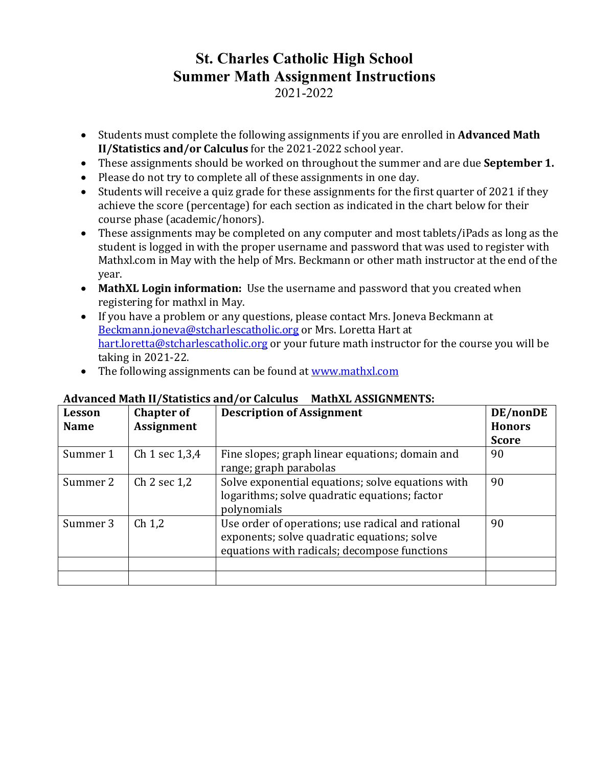# St. Charles Catholic High School
# Summer Math Assignment Instructions
## 2021-2022

- Students must complete the following assignments if you are enrolled in **Advanced Math II/Statistics and/or Calculus** for the 2021-2022 school year.
- These assignments should be worked on throughout the summer and are due **September 1.**
- Please do not try to complete all of these assignments in one day.
- Students will receive a quiz grade for these assignments for the first quarter of 2021 if they achieve the score (percentage) for each section as indicated in the chart below for their course phase (academic/honors).
- These assignments may be completed on any computer and most tablets/iPads as long as the student is logged in with the proper username and password that was used to register with Mathxl.com in May with the help of Mrs. Beckmann or other math instructor at the end of the year.
- **MathXL Login information:** Use the username and password that you created when registering for mathxl in May.
- If you have a problem or any questions, please contact Mrs. Joneva Beckmann at Beckmann.joneva@stcharlescatholic.org or Mrs. Loretta Hart at hart.loretta@stcharlescatholic.org or your future math instructor for the course you will be taking in 2021-22.
- The following assignments can be found at www.mathxl.com

**Advanced Math II/Statistics and/or Calculus MathXL ASSIGNMENTS:**

| Lesson Name | Chapter of Assignment | Description of Assignment | DE/nonDE Honors Score |
|---|---|---|---|
| Summer 1 | Ch 1 sec 1,3,4 | Fine slopes; graph linear equations; domain and range; graph parabolas | 90 |
| Summer 2 | Ch 2 sec 1,2 | Solve exponential equations; solve equations with logarithms; solve quadratic equations; factor polynomials | 90 |
| Summer 3 | Ch 1,2 | Use order of operations; use radical and rational exponents; solve quadratic equations; solve equations with radicals; decompose functions | 90 |
| | | | |
| | | | |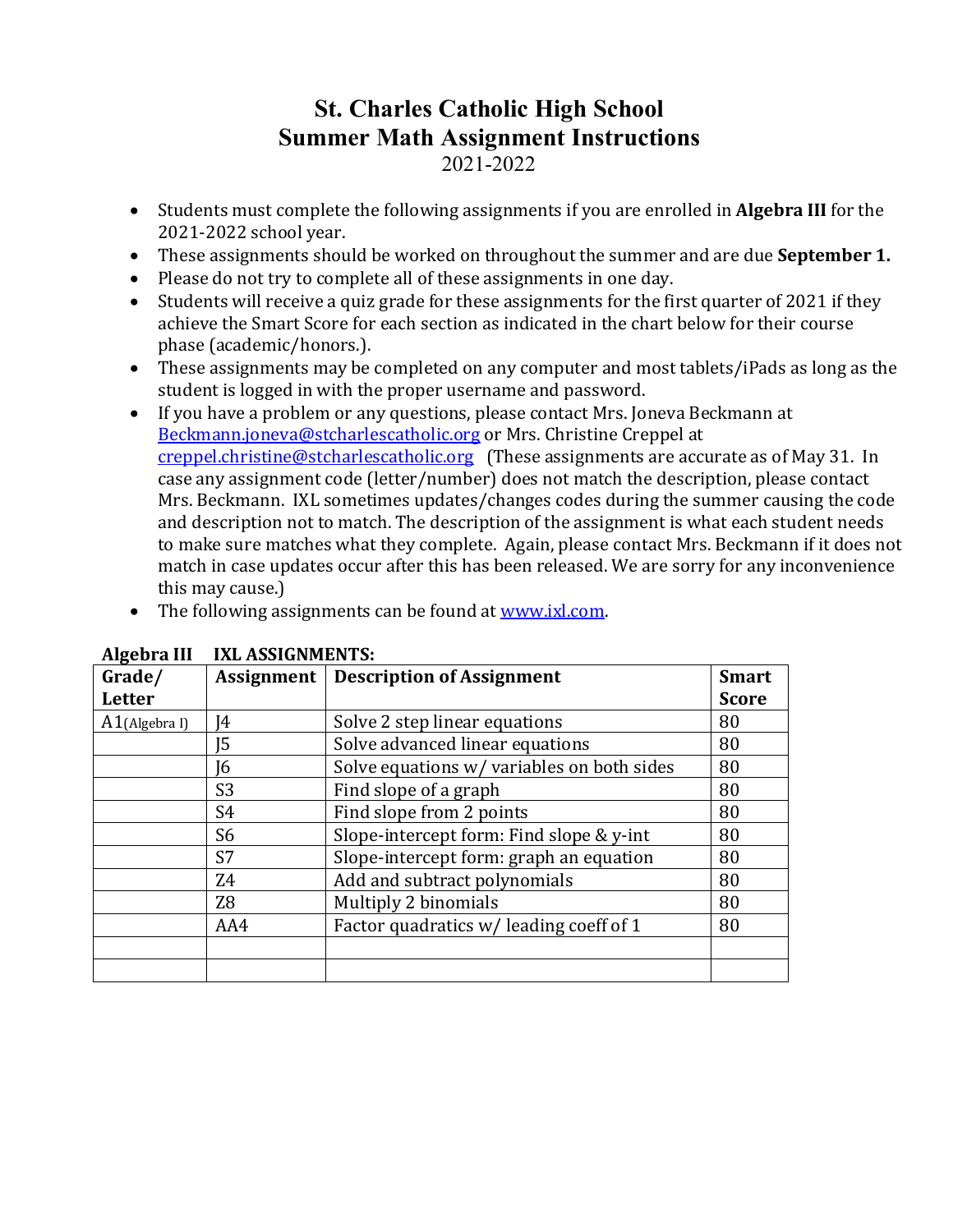# St. Charles Catholic High School
# Summer Math Assignment Instructions
2021-2022

- Students must complete the following assignments if you are enrolled in **Algebra III** for the 2021-2022 school year.
- These assignments should be worked on throughout the summer and are due **September 1.**
- Please do not try to complete all of these assignments in one day.
- Students will receive a quiz grade for these assignments for the first quarter of 2021 if they achieve the Smart Score for each section as indicated in the chart below for their course phase (academic/honors.).
- These assignments may be completed on any computer and most tablets/iPads as long as the student is logged in with the proper username and password.
- If you have a problem or any questions, please contact Mrs. Joneva Beckmann at Beckmann.joneva@stcharlescatholic.org or Mrs. Christine Creppel at creppel.christine@stcharlescatholic.org (These assignments are accurate as of May 31. In case any assignment code (letter/number) does not match the description, please contact Mrs. Beckmann. IXL sometimes updates/changes codes during the summer causing the code and description not to match. The description of the assignment is what each student needs to make sure matches what they complete. Again, please contact Mrs. Beckmann if it does not match in case updates occur after this has been released. We are sorry for any inconvenience this may cause.)
- The following assignments can be found at www.ixl.com.

**Algebra III IXL ASSIGNMENTS:**

| Grade/ Letter | Assignment | Description of Assignment | Smart Score |
|---|---|---|---|
| A1(Algebra I) | J4 | Solve 2 step linear equations | 80 |
| | J5 | Solve advanced linear equations | 80 |
| | J6 | Solve equations w/ variables on both sides | 80 |
| | S3 | Find slope of a graph | 80 |
| | S4 | Find slope from 2 points | 80 |
| | S6 | Slope-intercept form: Find slope & y-int | 80 |
| | S7 | Slope-intercept form: graph an equation | 80 |
| | Z4 | Add and subtract polynomials | 80 |
| | Z8 | Multiply 2 binomials | 80 |
| | AA4 | Factor quadratics w/ leading coeff of 1 | 80 |
| | | | |
| | | | |